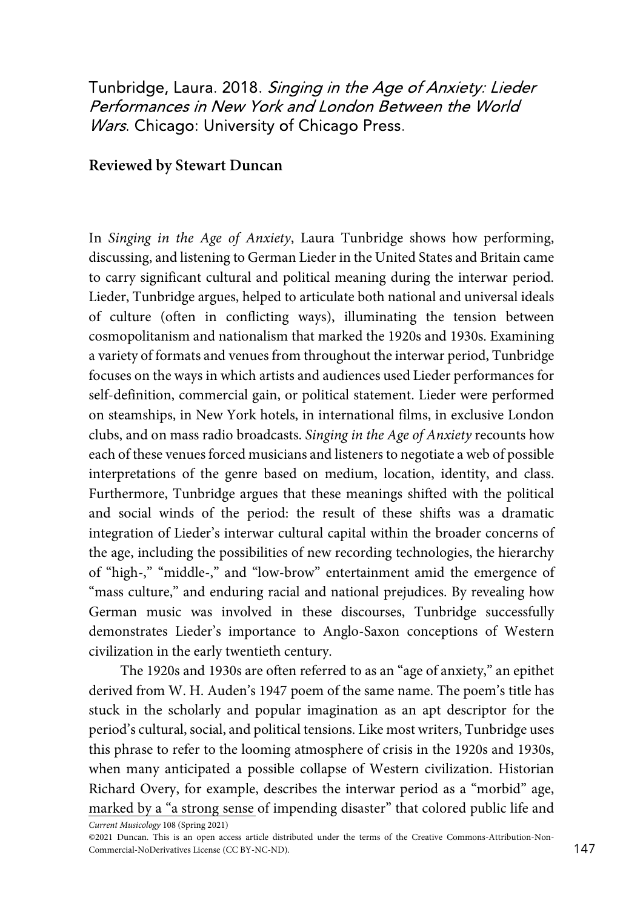Tunbridge, Laura. 2018. *Singing in the Age of Anxiety: Lieder Performances in New York and London Between the World Wars*. Chicago: University of Chicago Press.

**Reviewed by Stewart Duncan**

In *Singing in the Age of Anxiety*, Laura Tunbridge shows how performing, discussing, and listening to German Lieder in the United States and Britain came to carry significant cultural and political meaning during the interwar period. Lieder, Tunbridge argues, helped to articulate both national and universal ideals of culture (often in conflicting ways), illuminating the tension between cosmopolitanism and nationalism that marked the 1920s and 1930s. Examining a variety of formats and venues from throughout the interwar period, Tunbridge focuses on the ways in which artists and audiences used Lieder performances for self-definition, commercial gain, or political statement. Lieder were performed on steamships, in New York hotels, in international films, in exclusive London clubs, and on mass radio broadcasts. *Singing in the Age of Anxiety* recounts how each of these venues forced musicians and listeners to negotiate a web of possible interpretations of the genre based on medium, location, identity, and class. Furthermore, Tunbridge argues that these meanings shifted with the political and social winds of the period: the result of these shifts was a dramatic integration of Lieder's interwar cultural capital within the broader concerns of the age, including the possibilities of new recording technologies, the hierarchy of "high-," "middle-," and "low-brow" entertainment amid the emergence of "mass culture," and enduring racial and national prejudices. By revealing how German music was involved in these discourses, Tunbridge successfully demonstrates Lieder's importance to Anglo-Saxon conceptions of Western civilization in the early twentieth century.

The 1920s and 1930s are often referred to as an "age of anxiety," an epithet derived from W. H. Auden's 1947 poem of the same name. The poem's title has stuck in the scholarly and popular imagination as an apt descriptor for the period's cultural, social, and political tensions. Like most writers, Tunbridge uses this phrase to refer to the looming atmosphere of crisis in the 1920s and 1930s, when many anticipated a possible collapse of Western civilization. Historian Richard Overy, for example, describes the interwar period as a "morbid" age, marked by a "a strong sense of impending disaster" that colored public life and

*Current Musicology* 108 (Spring 2021)

©2021 Duncan. This is an open access article distributed under the terms of the Creative Commons-Attribution-Non-Commercial-NoDerivatives License (CC BY-NC-ND).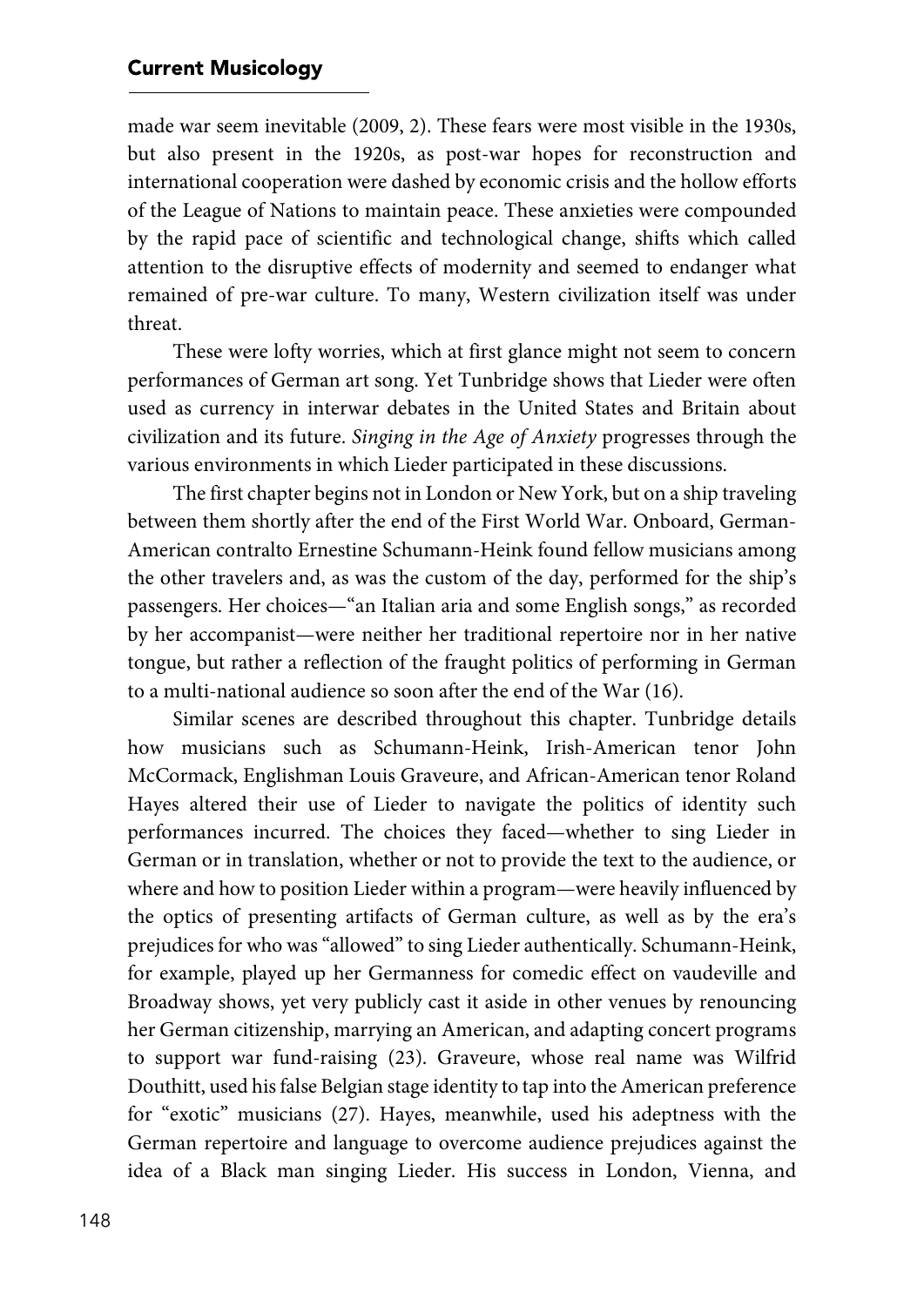made war seem inevitable (2009, 2). These fears were most visible in the 1930s, but also present in the 1920s, as post-war hopes for reconstruction and international cooperation were dashed by economic crisis and the hollow efforts of the League of Nations to maintain peace. These anxieties were compounded by the rapid pace of scientific and technological change, shifts which called attention to the disruptive effects of modernity and seemed to endanger what remained of pre-war culture. To many, Western civilization itself was under threat.

These were lofty worries, which at first glance might not seem to concern performances of German art song. Yet Tunbridge shows that Lieder were often used as currency in interwar debates in the United States and Britain about civilization and its future. *Singing in the Age of Anxiety* progresses through the various environments in which Lieder participated in these discussions.

The first chapter begins not in London or New York, but on a ship traveling between them shortly after the end of the First World War. Onboard, German-American contralto Ernestine Schumann-Heink found fellow musicians among the other travelers and, as was the custom of the day, performed for the ship's passengers. Her choices—"an Italian aria and some English songs," as recorded by her accompanist—were neither her traditional repertoire nor in her native tongue, but rather a reflection of the fraught politics of performing in German to a multi-national audience so soon after the end of the War (16).

Similar scenes are described throughout this chapter. Tunbridge details how musicians such as Schumann-Heink, Irish-American tenor John McCormack, Englishman Louis Graveure, and African-American tenor Roland Hayes altered their use of Lieder to navigate the politics of identity such performances incurred. The choices they faced—whether to sing Lieder in German or in translation, whether or not to provide the text to the audience, or where and how to position Lieder within a program—were heavily influenced by the optics of presenting artifacts of German culture, as well as by the era's prejudices for who was "allowed" to sing Lieder authentically. Schumann-Heink, for example, played up her Germanness for comedic effect on vaudeville and Broadway shows, yet very publicly cast it aside in other venues by renouncing her German citizenship, marrying an American, and adapting concert programs to support war fund-raising (23). Graveure, whose real name was Wilfrid Douthitt, used his false Belgian stage identity to tap into the American preference for "exotic" musicians (27). Hayes, meanwhile, used his adeptness with the German repertoire and language to overcome audience prejudices against the idea of a Black man singing Lieder. His success in London, Vienna, and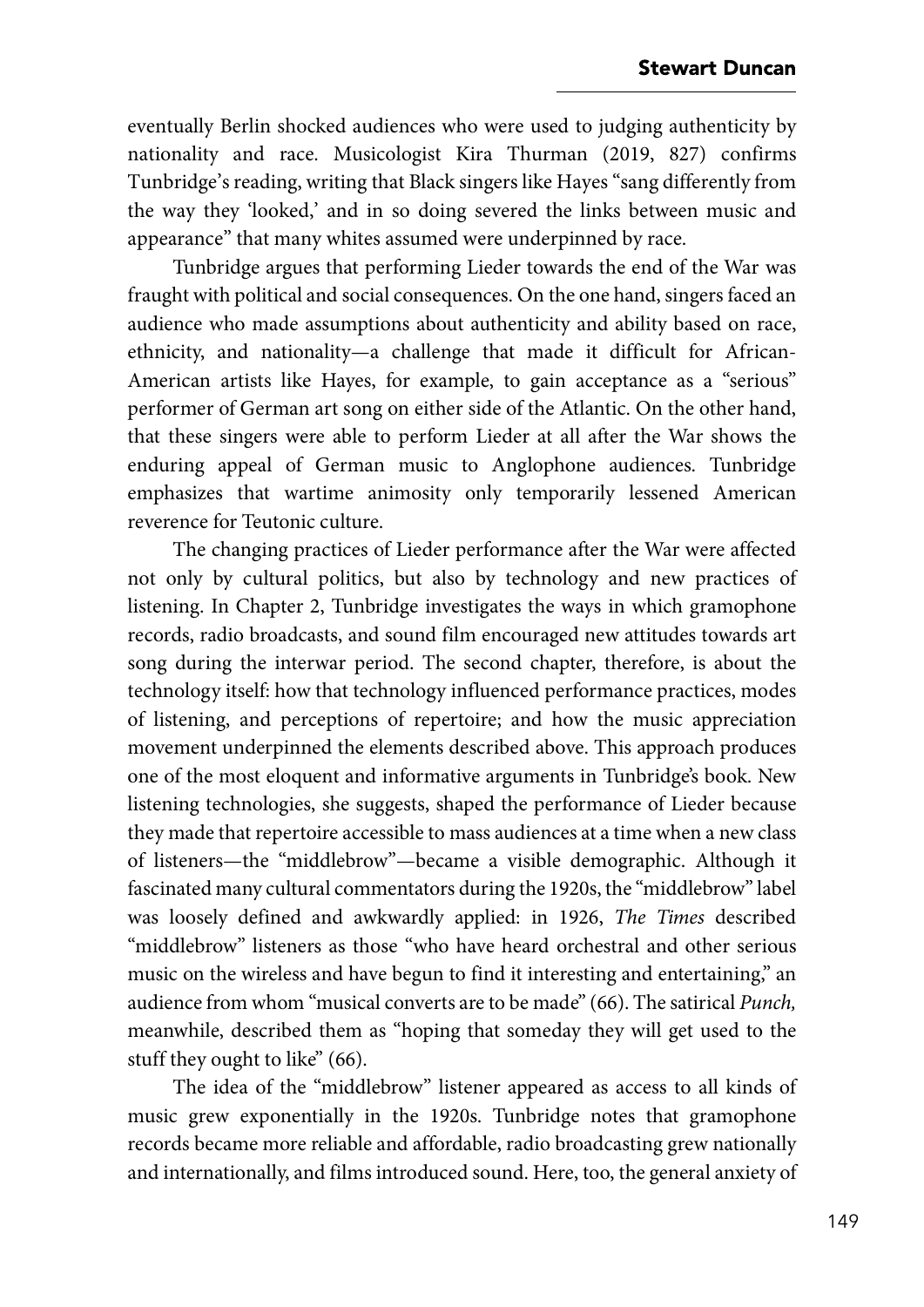eventually Berlin shocked audiences who were used to judging authenticity by nationality and race. Musicologist Kira Thurman (2019, 827) confirms Tunbridge's reading, writing that Black singers like Hayes "sang differently from the way they 'looked,' and in so doing severed the links between music and appearance" that many whites assumed were underpinned by race.

Tunbridge argues that performing Lieder towards the end of the War was fraught with political and social consequences. On the one hand, singers faced an audience who made assumptions about authenticity and ability based on race, ethnicity, and nationality—a challenge that made it difficult for African-American artists like Hayes, for example, to gain acceptance as a "serious" performer of German art song on either side of the Atlantic. On the other hand, that these singers were able to perform Lieder at all after the War shows the enduring appeal of German music to Anglophone audiences. Tunbridge emphasizes that wartime animosity only temporarily lessened American reverence for Teutonic culture.

The changing practices of Lieder performance after the War were affected not only by cultural politics, but also by technology and new practices of listening. In Chapter 2, Tunbridge investigates the ways in which gramophone records, radio broadcasts, and sound film encouraged new attitudes towards art song during the interwar period. The second chapter, therefore, is about the technology itself: how that technology influenced performance practices, modes of listening, and perceptions of repertoire; and how the music appreciation movement underpinned the elements described above. This approach produces one of the most eloquent and informative arguments in Tunbridge's book. New listening technologies, she suggests, shaped the performance of Lieder because they made that repertoire accessible to mass audiences at a time when a new class of listeners—the "middlebrow"—became a visible demographic. Although it fascinated many cultural commentators during the 1920s, the "middlebrow" label was loosely defined and awkwardly applied: in 1926, *The Times* described "middlebrow" listeners as those "who have heard orchestral and other serious music on the wireless and have begun to find it interesting and entertaining," an audience from whom "musical converts are to be made" (66). The satirical *Punch,* meanwhile, described them as "hoping that someday they will get used to the stuff they ought to like" (66).

The idea of the "middlebrow" listener appeared as access to all kinds of music grew exponentially in the 1920s. Tunbridge notes that gramophone records became more reliable and affordable, radio broadcasting grew nationally and internationally, and films introduced sound. Here, too, the general anxiety of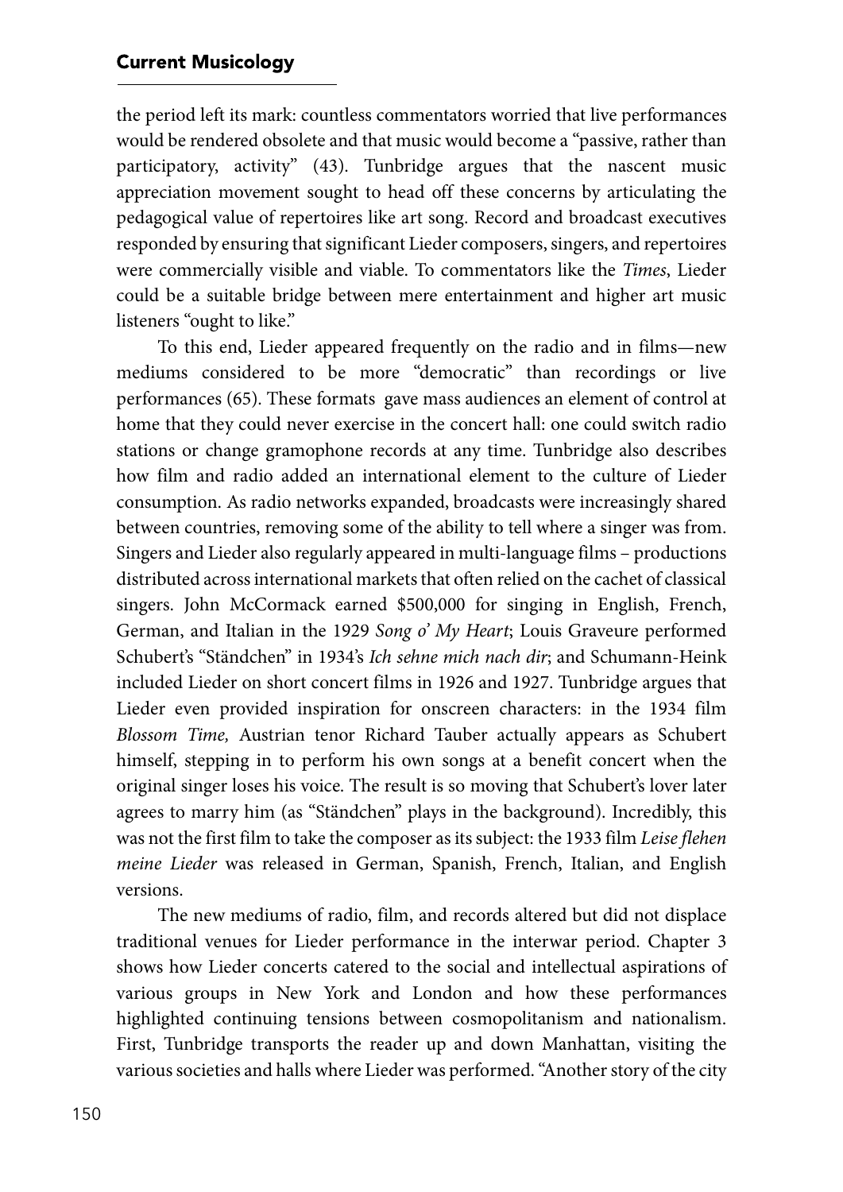the period left its mark: countless commentators worried that live performances would be rendered obsolete and that music would become a "passive, rather than participatory, activity" (43). Tunbridge argues that the nascent music appreciation movement sought to head off these concerns by articulating the pedagogical value of repertoires like art song. Record and broadcast executives responded by ensuring that significant Lieder composers, singers, and repertoires were commercially visible and viable. To commentators like the *Times*, Lieder could be a suitable bridge between mere entertainment and higher art music listeners "ought to like."

To this end, Lieder appeared frequently on the radio and in films—new mediums considered to be more "democratic" than recordings or live performances (65). These formats gave mass audiences an element of control at home that they could never exercise in the concert hall: one could switch radio stations or change gramophone records at any time. Tunbridge also describes how film and radio added an international element to the culture of Lieder consumption. As radio networks expanded, broadcasts were increasingly shared between countries, removing some of the ability to tell where a singer was from. Singers and Lieder also regularly appeared in multi-language films – productions distributed across international markets that often relied on the cachet of classical singers. John McCormack earned $500,000 for singing in English, French, German, and Italian in the 1929 *Song o' My Heart*; Louis Graveure performed Schubert's "Ständchen" in 1934's *Ich sehne mich nach dir*; and Schumann-Heink included Lieder on short concert films in 1926 and 1927. Tunbridge argues that Lieder even provided inspiration for onscreen characters: in the 1934 film *Blossom Time,* Austrian tenor Richard Tauber actually appears as Schubert himself, stepping in to perform his own songs at a benefit concert when the original singer loses his voice. The result is so moving that Schubert's lover later agrees to marry him (as "Ständchen" plays in the background). Incredibly, this was not the first film to take the composer as its subject: the 1933 film *Leise flehen meine Lieder* was released in German, Spanish, French, Italian, and English versions.

The new mediums of radio, film, and records altered but did not displace traditional venues for Lieder performance in the interwar period. Chapter 3 shows how Lieder concerts catered to the social and intellectual aspirations of various groups in New York and London and how these performances highlighted continuing tensions between cosmopolitanism and nationalism. First, Tunbridge transports the reader up and down Manhattan, visiting the various societies and halls where Lieder was performed. "Another story of the city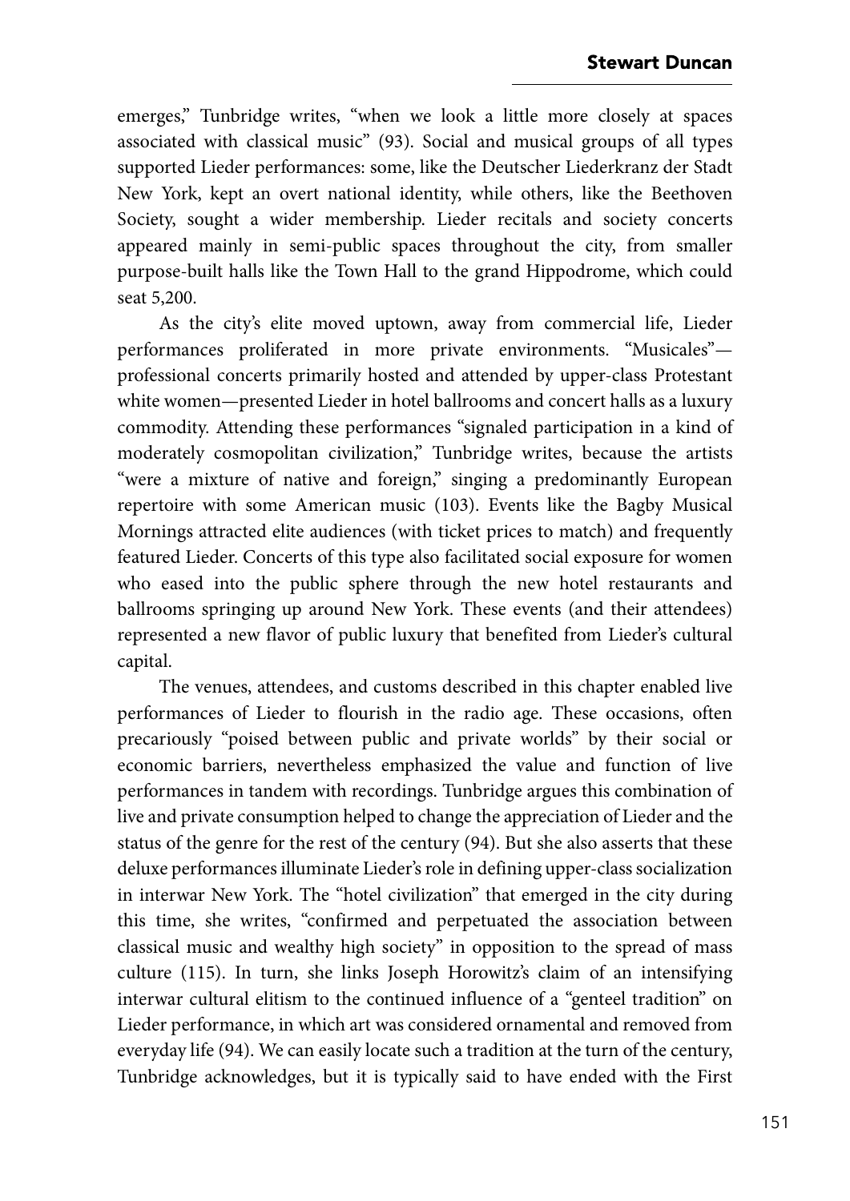emerges," Tunbridge writes, "when we look a little more closely at spaces associated with classical music" (93). Social and musical groups of all types supported Lieder performances: some, like the Deutscher Liederkranz der Stadt New York, kept an overt national identity, while others, like the Beethoven Society, sought a wider membership. Lieder recitals and society concerts appeared mainly in semi-public spaces throughout the city, from smaller purpose-built halls like the Town Hall to the grand Hippodrome, which could seat 5,200.

As the city's elite moved uptown, away from commercial life, Lieder performances proliferated in more private environments. "Musicales"—professional concerts primarily hosted and attended by upper-class Protestant white women—presented Lieder in hotel ballrooms and concert halls as a luxury commodity. Attending these performances "signaled participation in a kind of moderately cosmopolitan civilization," Tunbridge writes, because the artists "were a mixture of native and foreign," singing a predominantly European repertoire with some American music (103). Events like the Bagby Musical Mornings attracted elite audiences (with ticket prices to match) and frequently featured Lieder. Concerts of this type also facilitated social exposure for women who eased into the public sphere through the new hotel restaurants and ballrooms springing up around New York. These events (and their attendees) represented a new flavor of public luxury that benefited from Lieder's cultural capital.

The venues, attendees, and customs described in this chapter enabled live performances of Lieder to flourish in the radio age. These occasions, often precariously "poised between public and private worlds" by their social or economic barriers, nevertheless emphasized the value and function of live performances in tandem with recordings. Tunbridge argues this combination of live and private consumption helped to change the appreciation of Lieder and the status of the genre for the rest of the century (94). But she also asserts that these deluxe performances illuminate Lieder's role in defining upper-class socialization in interwar New York. The "hotel civilization" that emerged in the city during this time, she writes, "confirmed and perpetuated the association between classical music and wealthy high society" in opposition to the spread of mass culture (115). In turn, she links Joseph Horowitz's claim of an intensifying interwar cultural elitism to the continued influence of a "genteel tradition" on Lieder performance, in which art was considered ornamental and removed from everyday life (94). We can easily locate such a tradition at the turn of the century, Tunbridge acknowledges, but it is typically said to have ended with the First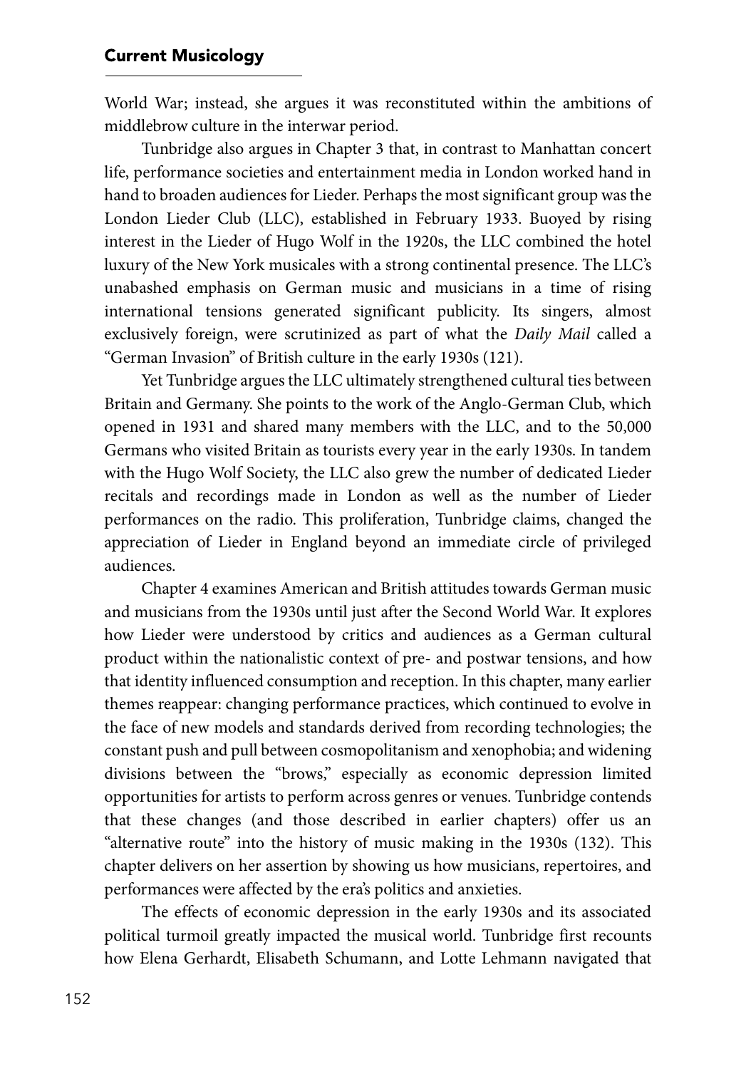World War; instead, she argues it was reconstituted within the ambitions of middlebrow culture in the interwar period.

Tunbridge also argues in Chapter 3 that, in contrast to Manhattan concert life, performance societies and entertainment media in London worked hand in hand to broaden audiences for Lieder. Perhaps the most significant group was the London Lieder Club (LLC), established in February 1933. Buoyed by rising interest in the Lieder of Hugo Wolf in the 1920s, the LLC combined the hotel luxury of the New York musicales with a strong continental presence. The LLC's unabashed emphasis on German music and musicians in a time of rising international tensions generated significant publicity. Its singers, almost exclusively foreign, were scrutinized as part of what the *Daily Mail* called a "German Invasion" of British culture in the early 1930s (121).

Yet Tunbridge argues the LLC ultimately strengthened cultural ties between Britain and Germany. She points to the work of the Anglo-German Club, which opened in 1931 and shared many members with the LLC, and to the 50,000 Germans who visited Britain as tourists every year in the early 1930s. In tandem with the Hugo Wolf Society, the LLC also grew the number of dedicated Lieder recitals and recordings made in London as well as the number of Lieder performances on the radio. This proliferation, Tunbridge claims, changed the appreciation of Lieder in England beyond an immediate circle of privileged audiences.

Chapter 4 examines American and British attitudes towards German music and musicians from the 1930s until just after the Second World War. It explores how Lieder were understood by critics and audiences as a German cultural product within the nationalistic context of pre- and postwar tensions, and how that identity influenced consumption and reception. In this chapter, many earlier themes reappear: changing performance practices, which continued to evolve in the face of new models and standards derived from recording technologies; the constant push and pull between cosmopolitanism and xenophobia; and widening divisions between the "brows," especially as economic depression limited opportunities for artists to perform across genres or venues. Tunbridge contends that these changes (and those described in earlier chapters) offer us an "alternative route" into the history of music making in the 1930s (132). This chapter delivers on her assertion by showing us how musicians, repertoires, and performances were affected by the era's politics and anxieties.

The effects of economic depression in the early 1930s and its associated political turmoil greatly impacted the musical world. Tunbridge first recounts how Elena Gerhardt, Elisabeth Schumann, and Lotte Lehmann navigated that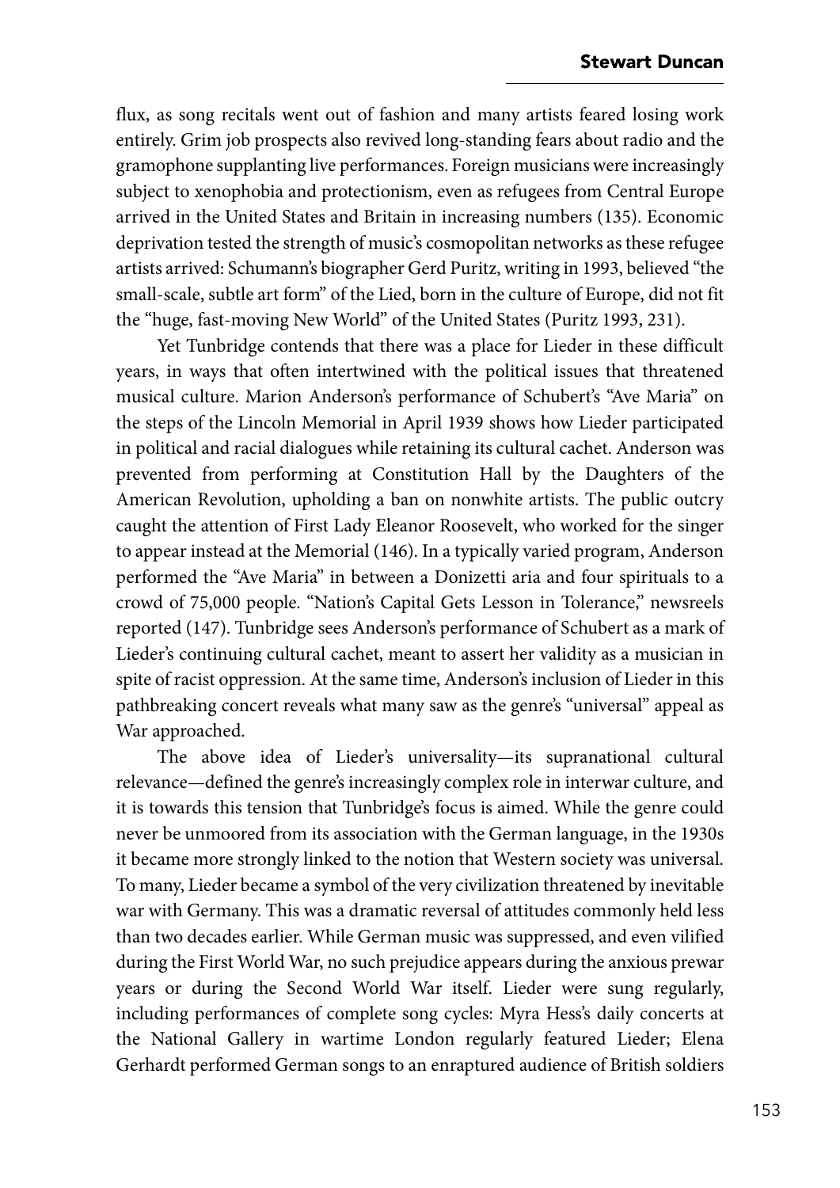flux, as song recitals went out of fashion and many artists feared losing work entirely. Grim job prospects also revived long-standing fears about radio and the gramophone supplanting live performances. Foreign musicians were increasingly subject to xenophobia and protectionism, even as refugees from Central Europe arrived in the United States and Britain in increasing numbers (135). Economic deprivation tested the strength of music's cosmopolitan networks as these refugee artists arrived: Schumann's biographer Gerd Puritz, writing in 1993, believed "the small-scale, subtle art form" of the Lied, born in the culture of Europe, did not fit the "huge, fast-moving New World" of the United States (Puritz 1993, 231).

Yet Tunbridge contends that there was a place for Lieder in these difficult years, in ways that often intertwined with the political issues that threatened musical culture. Marion Anderson's performance of Schubert's "Ave Maria" on the steps of the Lincoln Memorial in April 1939 shows how Lieder participated in political and racial dialogues while retaining its cultural cachet. Anderson was prevented from performing at Constitution Hall by the Daughters of the American Revolution, upholding a ban on nonwhite artists. The public outcry caught the attention of First Lady Eleanor Roosevelt, who worked for the singer to appear instead at the Memorial (146). In a typically varied program, Anderson performed the "Ave Maria" in between a Donizetti aria and four spirituals to a crowd of 75,000 people. "Nation's Capital Gets Lesson in Tolerance," newsreels reported (147). Tunbridge sees Anderson's performance of Schubert as a mark of Lieder's continuing cultural cachet, meant to assert her validity as a musician in spite of racist oppression. At the same time, Anderson's inclusion of Lieder in this pathbreaking concert reveals what many saw as the genre's "universal" appeal as War approached.

The above idea of Lieder's universality—its supranational cultural relevance—defined the genre's increasingly complex role in interwar culture, and it is towards this tension that Tunbridge's focus is aimed. While the genre could never be unmoored from its association with the German language, in the 1930s it became more strongly linked to the notion that Western society was universal. To many, Lieder became a symbol of the very civilization threatened by inevitable war with Germany. This was a dramatic reversal of attitudes commonly held less than two decades earlier. While German music was suppressed, and even vilified during the First World War, no such prejudice appears during the anxious prewar years or during the Second World War itself. Lieder were sung regularly, including performances of complete song cycles: Myra Hess's daily concerts at the National Gallery in wartime London regularly featured Lieder; Elena Gerhardt performed German songs to an enraptured audience of British soldiers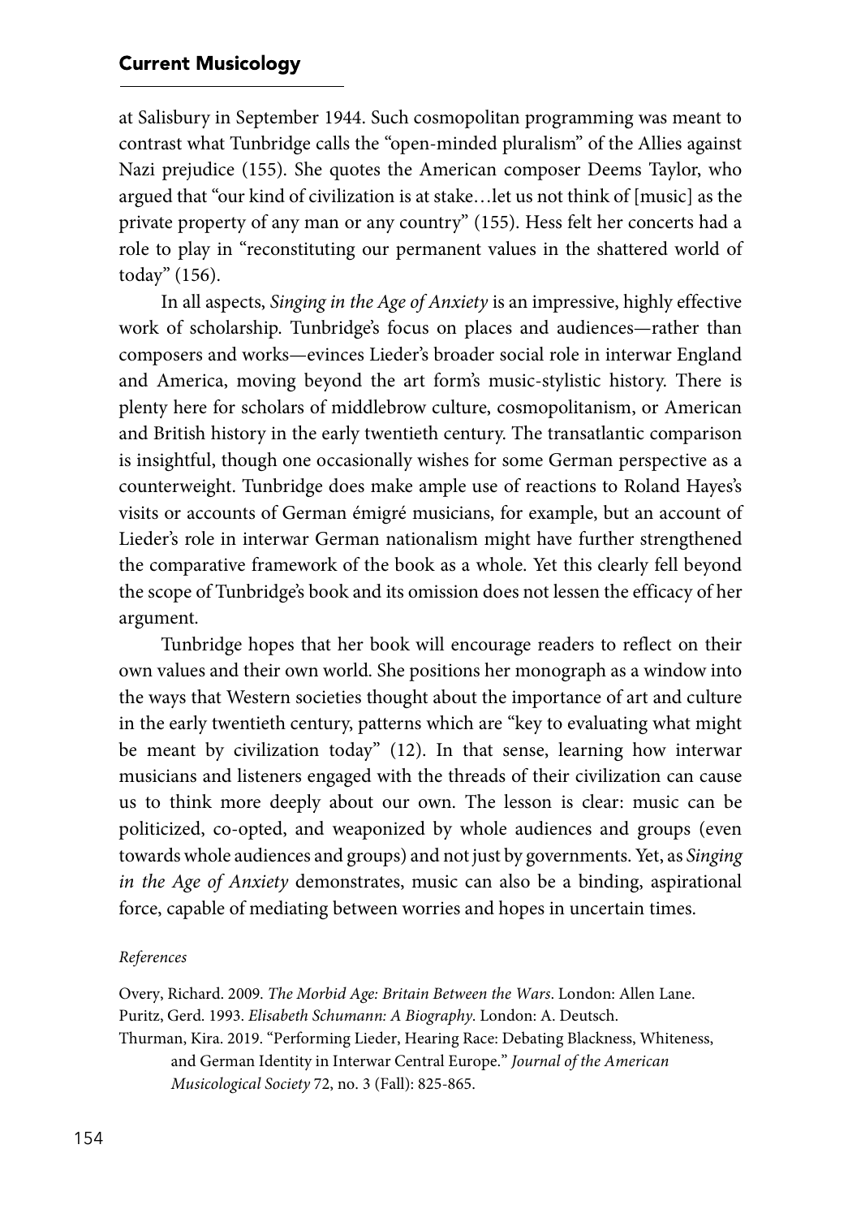at Salisbury in September 1944. Such cosmopolitan programming was meant to contrast what Tunbridge calls the "open-minded pluralism" of the Allies against Nazi prejudice (155). She quotes the American composer Deems Taylor, who argued that "our kind of civilization is at stake…let us not think of [music] as the private property of any man or any country" (155). Hess felt her concerts had a role to play in "reconstituting our permanent values in the shattered world of today" (156).

In all aspects, *Singing in the Age of Anxiety* is an impressive, highly effective work of scholarship. Tunbridge's focus on places and audiences—rather than composers and works—evinces Lieder's broader social role in interwar England and America, moving beyond the art form's music-stylistic history. There is plenty here for scholars of middlebrow culture, cosmopolitanism, or American and British history in the early twentieth century. The transatlantic comparison is insightful, though one occasionally wishes for some German perspective as a counterweight. Tunbridge does make ample use of reactions to Roland Hayes's visits or accounts of German émigré musicians, for example, but an account of Lieder's role in interwar German nationalism might have further strengthened the comparative framework of the book as a whole. Yet this clearly fell beyond the scope of Tunbridge's book and its omission does not lessen the efficacy of her argument.

Tunbridge hopes that her book will encourage readers to reflect on their own values and their own world. She positions her monograph as a window into the ways that Western societies thought about the importance of art and culture in the early twentieth century, patterns which are "key to evaluating what might be meant by civilization today" (12). In that sense, learning how interwar musicians and listeners engaged with the threads of their civilization can cause us to think more deeply about our own. The lesson is clear: music can be politicized, co-opted, and weaponized by whole audiences and groups (even towards whole audiences and groups) and not just by governments. Yet, as *Singing in the Age of Anxiety* demonstrates, music can also be a binding, aspirational force, capable of mediating between worries and hopes in uncertain times.

*References*

Overy, Richard. 2009. *The Morbid Age: Britain Between the Wars*. London: Allen Lane.

Puritz, Gerd. 1993. *Elisabeth Schumann: A Biography*. London: A. Deutsch.

Thurman, Kira. 2019. "Performing Lieder, Hearing Race: Debating Blackness, Whiteness, and German Identity in Interwar Central Europe." *Journal of the American Musicological Society* 72, no. 3 (Fall): 825-865.